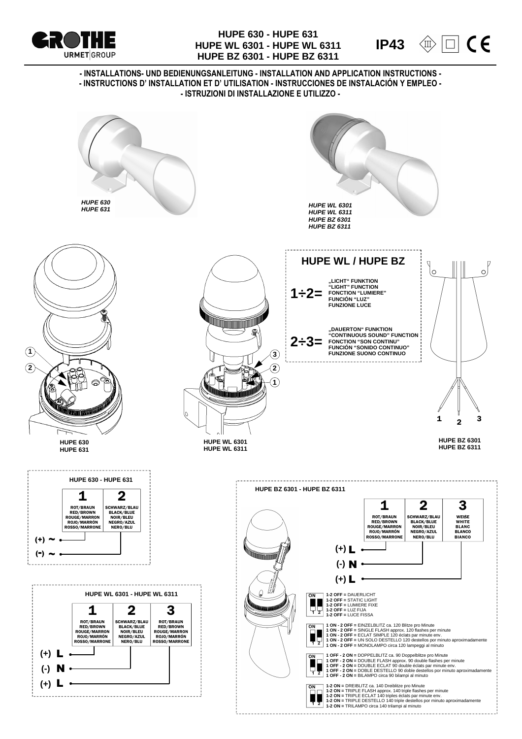# HUPE 630 - HUPE 631
# HUPE WL 6301 - HUPE WL 6311
# HUPE BZ 6301 - HUPE BZ 6311

IP43

**- INSTALLATIONS- UND BEDIENUNGSANLEITUNG - INSTALLATION AND APPLICATION INSTRUCTIONS -**
**- INSTRUCTIONS D' INSTALLATION ET D' UTILISATION - INSTRUCCIONES DE INSTALACIÓN Y EMPLEO -**
**- ISTRUZIONI DI INSTALLAZIONE E UTILIZZO -**

*HUPE 630*
*HUPE 631*

*HUPE WL 6301*
*HUPE WL 6311*
*HUPE BZ 6301*
*HUPE BZ 6311*

## HUPE WL / HUPE BZ

**1÷2=** „LICHT" FUNKTION / "LIGHT" FUNCTION / FONCTION "LUMIERE" / FUNCIÓN "LUZ" / FUNZIONE LUCE

**2÷3=** „DAUERTON" FUNKTION / "CONTINUOUS SOUND" FUNCTION / FONCTION "SON CONTINU" / FUNCIÓN "SONIDO CONTINUO" / FUNZIONE SUONO CONTINUO

HUPE 630
HUPE 631

HUPE WL 6301
HUPE WL 6311

HUPE BZ 6301
HUPE BZ 6311

### HUPE 630 - HUPE 631

| | 1 | 2 |
|---|---|---|
| | ROT/BRAUN<br>RED/BROWN<br>ROUGE/MARRON<br>ROJO/MARRÓN<br>ROSSO/MARRONE | SCHWARZ/BLAU<br>BLACK/BLUE<br>NOIR/BLEU<br>NEGRO/AZUL<br>NERO/BLU |
| (+) ~ | ● | |
| (-) ~ | | ● |

### HUPE WL 6301 - HUPE WL 6311

| | 1 | 2 | 3 |
|---|---|---|---|
| | ROT/BRAUN<br>RED/BROWN<br>ROUGE/MARRON<br>ROJO/MARRÓN<br>ROSSO/MARRONE | SCHWARZ/BLAU<br>BLACK/BLUE<br>NOIR/BLEU<br>NEGRO/AZUL<br>NERO/BLU | ROT/BRAUN<br>RED/BROWN<br>ROUGE/MARRON<br>ROJO/MARRÓN<br>ROSSO/MARRONE |
| (+) L | ● | | |
| (-) N | | ● | |
| (+) L | | | ● |

### HUPE BZ 6301 - HUPE BZ 6311

| | 1 | 2 | 3 |
|---|---|---|---|
| | ROT/BRAUN<br>RED/BROWN<br>ROUGE/MARRON<br>ROJO/MARRÓN<br>ROSSO/MARRONE | SCHWARZ/BLAU<br>BLACK/BLUE<br>NOIR/BLEU<br>NEGRO/AZUL<br>NERO/BLU | WEIßE<br>WHITE<br>BLANC<br>BLANCO<br>BIANCO |
| (+) L | ● | | |
| (-) N | | ● | |
| (+) L | | | ● |

**1-2 OFF =** DAUERLICHT
**1-2 OFF =** STATIC LIGHT
**1-2 OFF =** LUMIERE FIXE
**1-2 OFF =** LUZ FIJA
**1-2 OFF =** LUCE FISSA

**1 ON - 2 OFF =** EINZELBLITZ ca. 120 Blitze pro Minute
**1 ON - 2 OFF =** SINGLE FLASH approx. 120 flashes per minute
**1 ON - 2 OFF =** ECLAT SIMPLE 120 éclats par minute env.
**1 ON - 2 OFF =** UN SOLO DESTELLO 120 destellos por minuto aproximadamente
**1 ON - 2 OFF =** MONOLAMPO circa 120 lampeggi al minuto

**1 OFF - 2 ON =** DOPPELBLITZ ca. 90 Doppelblitze pro Minute
**1 OFF - 2 ON =** DOUBLE FLASH approx. 90 double flashes per minute
**1 OFF - 2 ON =** DOUBLE ECLAT 90 double éclats par minute env.
**1 OFF - 2 ON =** DOBLE DESTELLO 90 doble destellos por minuto aproximadamente
**1 OFF - 2 ON =** BILAMPO circa 90 bilampi al minuto

**1-2 ON =** DREIBLITZ ca. 140 Dreiblitze pro Minute
**1-2 ON =** TRIPLE FLASH approx. 140 triple flashes per minute
**1-2 ON =** TRIPLE ECLAT 140 triples éclats par minute env.
**1-2 ON =** TRIPLE DESTELLO 140 triple destellos por minuto aproximadamente
**1-2 ON =** TRILAMPO circa 140 trilampi al minuto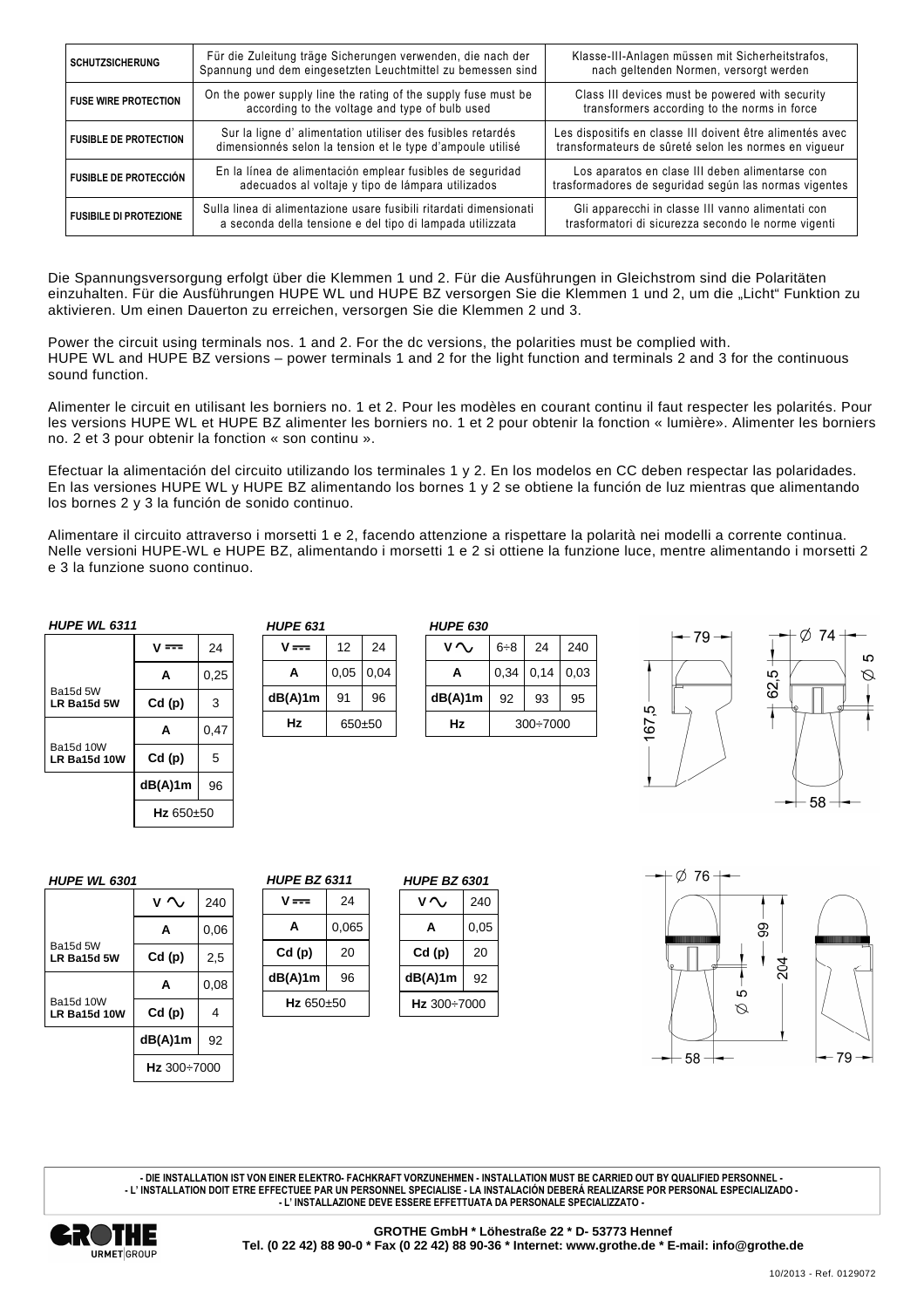| | | |
|---|---|---|
| **SCHUTZSICHERUNG** | Für die Zuleitung träge Sicherungen verwenden, die nach der Spannung und dem eingesetzten Leuchtmittel zu bemessen sind | Klasse-III-Anlagen müssen mit Sicherheitstrafos, nach geltenden Normen, versorgt werden |
| **FUSE WIRE PROTECTION** | On the power supply line the rating of the supply fuse must be according to the voltage and type of bulb used | Class III devices must be powered with security transformers according to the norms in force |
| **FUSIBLE DE PROTECTION** | Sur la ligne d' alimentation utiliser des fusibles retardés dimensionnés selon la tension et le type d'ampoule utilisé | Les dispositifs en classe III doivent être alimentés avec transformateurs de sûreté selon les normes en vigueur |
| **FUSIBLE DE PROTECCIÓN** | En la línea de alimentación emplear fusibles de seguridad adecuados al voltaje y tipo de lámpara utilizados | Los aparatos en clase III deben alimentarse con trasformadores de seguridad según las normas vigentes |
| **FUSIBILE DI PROTEZIONE** | Sulla linea di alimentazione usare fusibili ritardati dimensionati a seconda della tensione e del tipo di lampada utilizzata | Gli apparecchi in classe III vanno alimentati con trasformatori di sicurezza secondo le norme vigenti |

Die Spannungsversorgung erfolgt über die Klemmen 1 und 2. Für die Ausführungen in Gleichstrom sind die Polaritäten einzuhalten. Für die Ausführungen HUPE WL und HUPE BZ versorgen Sie die Klemmen 1 und 2, um die „Licht" Funktion zu aktivieren. Um einen Dauerton zu erreichen, versorgen Sie die Klemmen 2 und 3.

Power the circuit using terminals nos. 1 and 2. For the dc versions, the polarities must be complied with.
HUPE WL and HUPE BZ versions – power terminals 1 and 2 for the light function and terminals 2 and 3 for the continuous sound function.

Alimenter le circuit en utilisant les borniers no. 1 et 2. Pour les modèles en courant continu il faut respecter les polarités. Pour les versions HUPE WL et HUPE BZ alimenter les borniers no. 1 et 2 pour obtenir la fonction « lumière». Alimenter les borniers no. 2 et 3 pour obtenir la fonction « son continu ».

Efectuar la alimentación del circuito utilizando los terminales 1 y 2. En los modelos en CC deben respectar las polaridades. En las versiones HUPE WL y HUPE BZ alimentando los bornes 1 y 2 se obtiene la función de luz mientras que alimentando los bornes 2 y 3 la función de sonido continuo.

Alimentare il circuito attraverso i morsetti 1 e 2, facendo attenzione a rispettare la polarità nei modelli a corrente continua. Nelle versioni HUPE-WL e HUPE BZ, alimentando i morsetti 1 e 2 si ottiene la funzione luce, mentre alimentando i morsetti 2 e 3 la funzione suono continuo.

***HUPE WL 6311***

| | | |
|---|---|---|
| | V ⎓ | 24 |
| Ba15d 5W **LR Ba15d 5W** | A | 0,25 |
| | Cd (p) | 3 |
| Ba15d 10W **LR Ba15d 10W** | A | 0,47 |
| | Cd (p) | 5 |
| | dB(A)1m | 96 |
| | Hz 650±50 | |

***HUPE 631***

| | | |
|---|---|---|
| V ⎓ | 12 | 24 |
| A | 0,05 | 0,04 |
| dB(A)1m | 91 | 96 |
| Hz | 650±50 | |

***HUPE 630***

| | | | |
|---|---|---|---|
| V ∿ | 6÷8 | 24 | 240 |
| A | 0,34 | 0,14 | 0,03 |
| dB(A)1m | 92 | 93 | 95 |
| Hz | 300÷7000 | | |

79
Ø 74
Ø 5
62,5
167,5
58

***HUPE WL 6301***

| | | |
|---|---|---|
| | V ∿ | 240 |
| Ba15d 5W **LR Ba15d 5W** | A | 0,06 |
| | Cd (p) | 2,5 |
| Ba15d 10W **LR Ba15d 10W** | A | 0,08 |
| | Cd (p) | 4 |
| | dB(A)1m | 92 |
| | Hz 300÷7000 | |

***HUPE BZ 6311***

| | |
|---|---|
| V ⎓ | 24 |
| A | 0,065 |
| Cd (p) | 20 |
| dB(A)1m | 96 |
| Hz 650±50 | |

***HUPE BZ 6301***

| | |
|---|---|
| V ∿ | 240 |
| A | 0,05 |
| Cd (p) | 20 |
| dB(A)1m | 92 |
| Hz 300÷7000 | |

Ø 76
99
204
Ø 5
58
79

**- DIE INSTALLATION IST VON EINER ELEKTRO- FACHKRAFT VORZUNEHMEN - INSTALLATION MUST BE CARRIED OUT BY QUALIFIED PERSONNEL -**
**- L' INSTALLATION DOIT ETRE EFFECTUEE PAR UN PERSONNEL SPECIALISE - LA INSTALACIÓN DEBERÁ REALIZARSE POR PERSONAL ESPECIALIZADO -**
**- L' INSTALLAZIONE DEVE ESSERE EFFETTUATA DA PERSONALE SPECIALIZZATO -**

GROTHE URMET GROUP

**GROTHE GmbH * Löhestraße 22 * D- 53773 Hennef**
**Tel. (0 22 42) 88 90-0 * Fax (0 22 42) 88 90-36 * Internet: www.grothe.de * E-mail: info@grothe.de**

10/2013 - Ref. 0129072